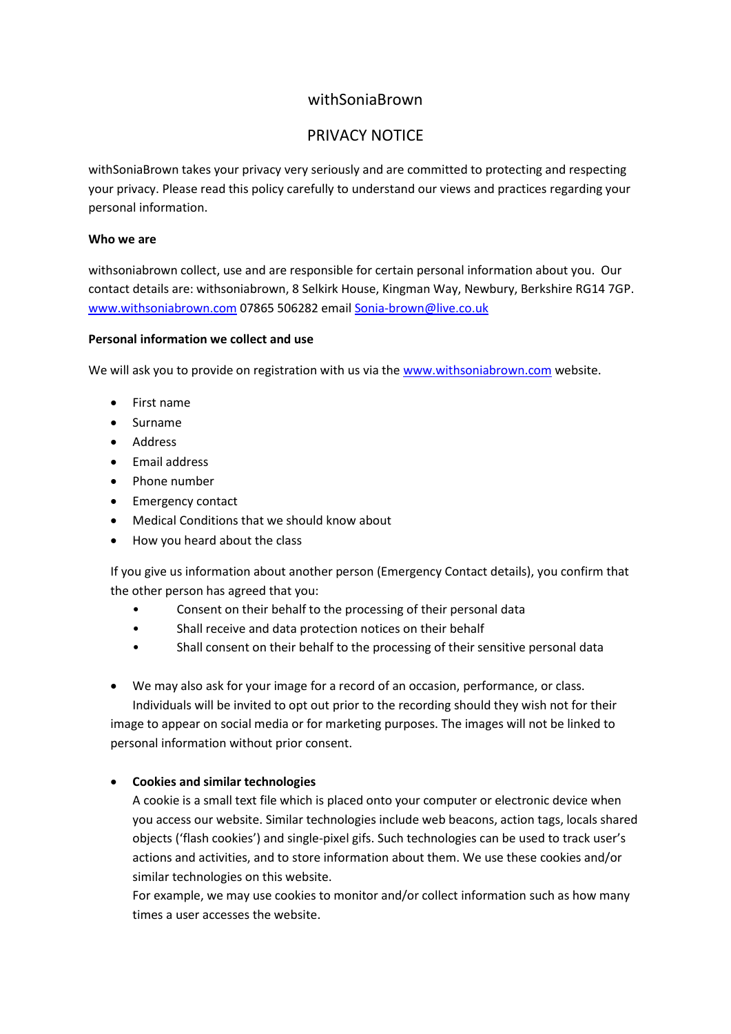# withSoniaBrown

## PRIVACY NOTICE

withSoniaBrown takes your privacy very seriously and are committed to protecting and respecting your privacy. Please read this policy carefully to understand our views and practices regarding your personal information.

**Who we are**

withsoniabrown collect, use and are responsible for certain personal information about you. Our contact details are: withsoniabrown, 8 Selkirk House, Kingman Way, Newbury, Berkshire RG14 7GP. www.withsoniabrown.com 07865 506282 email Sonia-brown@live.co.uk

**Personal information we collect and use**

We will ask you to provide on registration with us via the www.withsoniabrown.com website.

- First name
- Surname
- Address
- Email address
- Phone number
- Emergency contact
- Medical Conditions that we should know about
- How you heard about the class

If you give us information about another person (Emergency Contact details), you confirm that the other person has agreed that you:

- Consent on their behalf to the processing of their personal data
- Shall receive and data protection notices on their behalf
- Shall consent on their behalf to the processing of their sensitive personal data

- We may also ask for your image for a record of an occasion, performance, or class. Individuals will be invited to opt out prior to the recording should they wish not for their image to appear on social media or for marketing purposes. The images will not be linked to personal information without prior consent.

- **Cookies and similar technologies**
  A cookie is a small text file which is placed onto your computer or electronic device when you access our website. Similar technologies include web beacons, action tags, locals shared objects ('flash cookies') and single-pixel gifs. Such technologies can be used to track user's actions and activities, and to store information about them. We use these cookies and/or similar technologies on this website.
  For example, we may use cookies to monitor and/or collect information such as how many times a user accesses the website.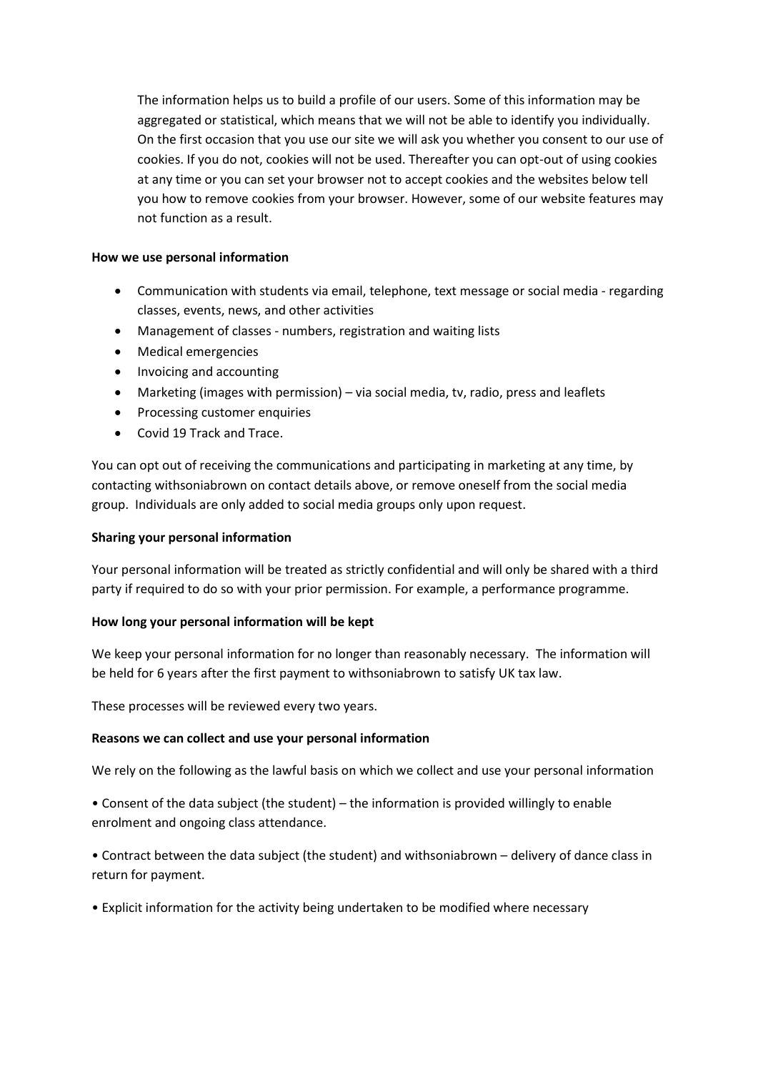The information helps us to build a profile of our users. Some of this information may be aggregated or statistical, which means that we will not be able to identify you individually. On the first occasion that you use our site we will ask you whether you consent to our use of cookies. If you do not, cookies will not be used. Thereafter you can opt-out of using cookies at any time or you can set your browser not to accept cookies and the websites below tell you how to remove cookies from your browser. However, some of our website features may not function as a result.

**How we use personal information**

- Communication with students via email, telephone, text message or social media - regarding classes, events, news, and other activities
- Management of classes - numbers, registration and waiting lists
- Medical emergencies
- Invoicing and accounting
- Marketing (images with permission) – via social media, tv, radio, press and leaflets
- Processing customer enquiries
- Covid 19 Track and Trace.

You can opt out of receiving the communications and participating in marketing at any time, by contacting withsoniabrown on contact details above, or remove oneself from the social media group. Individuals are only added to social media groups only upon request.

**Sharing your personal information**

Your personal information will be treated as strictly confidential and will only be shared with a third party if required to do so with your prior permission. For example, a performance programme.

**How long your personal information will be kept**

We keep your personal information for no longer than reasonably necessary. The information will be held for 6 years after the first payment to withsoniabrown to satisfy UK tax law.

These processes will be reviewed every two years.

**Reasons we can collect and use your personal information**

We rely on the following as the lawful basis on which we collect and use your personal information

• Consent of the data subject (the student) – the information is provided willingly to enable enrolment and ongoing class attendance.

• Contract between the data subject (the student) and withsoniabrown – delivery of dance class in return for payment.

• Explicit information for the activity being undertaken to be modified where necessary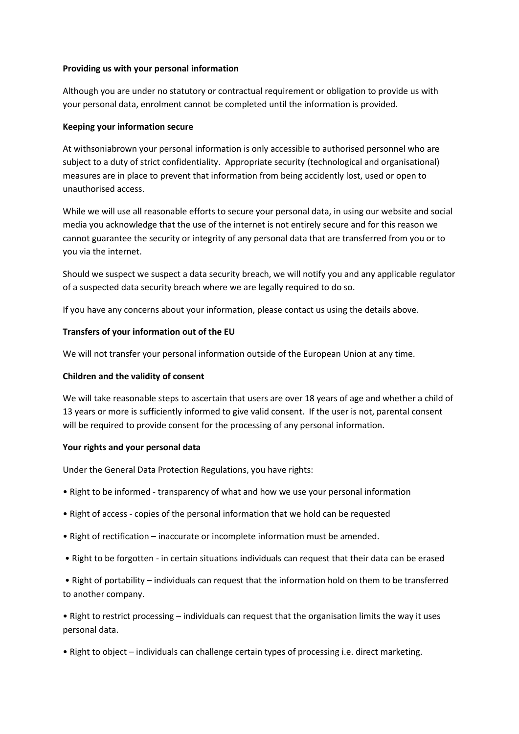**Providing us with your personal information**

Although you are under no statutory or contractual requirement or obligation to provide us with your personal data, enrolment cannot be completed until the information is provided.

**Keeping your information secure**

At withsoniabrown your personal information is only accessible to authorised personnel who are subject to a duty of strict confidentiality. Appropriate security (technological and organisational) measures are in place to prevent that information from being accidently lost, used or open to unauthorised access.

While we will use all reasonable efforts to secure your personal data, in using our website and social media you acknowledge that the use of the internet is not entirely secure and for this reason we cannot guarantee the security or integrity of any personal data that are transferred from you or to you via the internet.

Should we suspect we suspect a data security breach, we will notify you and any applicable regulator of a suspected data security breach where we are legally required to do so.

If you have any concerns about your information, please contact us using the details above.

**Transfers of your information out of the EU**

We will not transfer your personal information outside of the European Union at any time.

**Children and the validity of consent**

We will take reasonable steps to ascertain that users are over 18 years of age and whether a child of 13 years or more is sufficiently informed to give valid consent. If the user is not, parental consent will be required to provide consent for the processing of any personal information.

**Your rights and your personal data**

Under the General Data Protection Regulations, you have rights:

- Right to be informed - transparency of what and how we use your personal information
- Right of access - copies of the personal information that we hold can be requested
- Right of rectification – inaccurate or incomplete information must be amended.
- Right to be forgotten - in certain situations individuals can request that their data can be erased
- Right of portability – individuals can request that the information hold on them to be transferred to another company.
- Right to restrict processing – individuals can request that the organisation limits the way it uses personal data.
- Right to object – individuals can challenge certain types of processing i.e. direct marketing.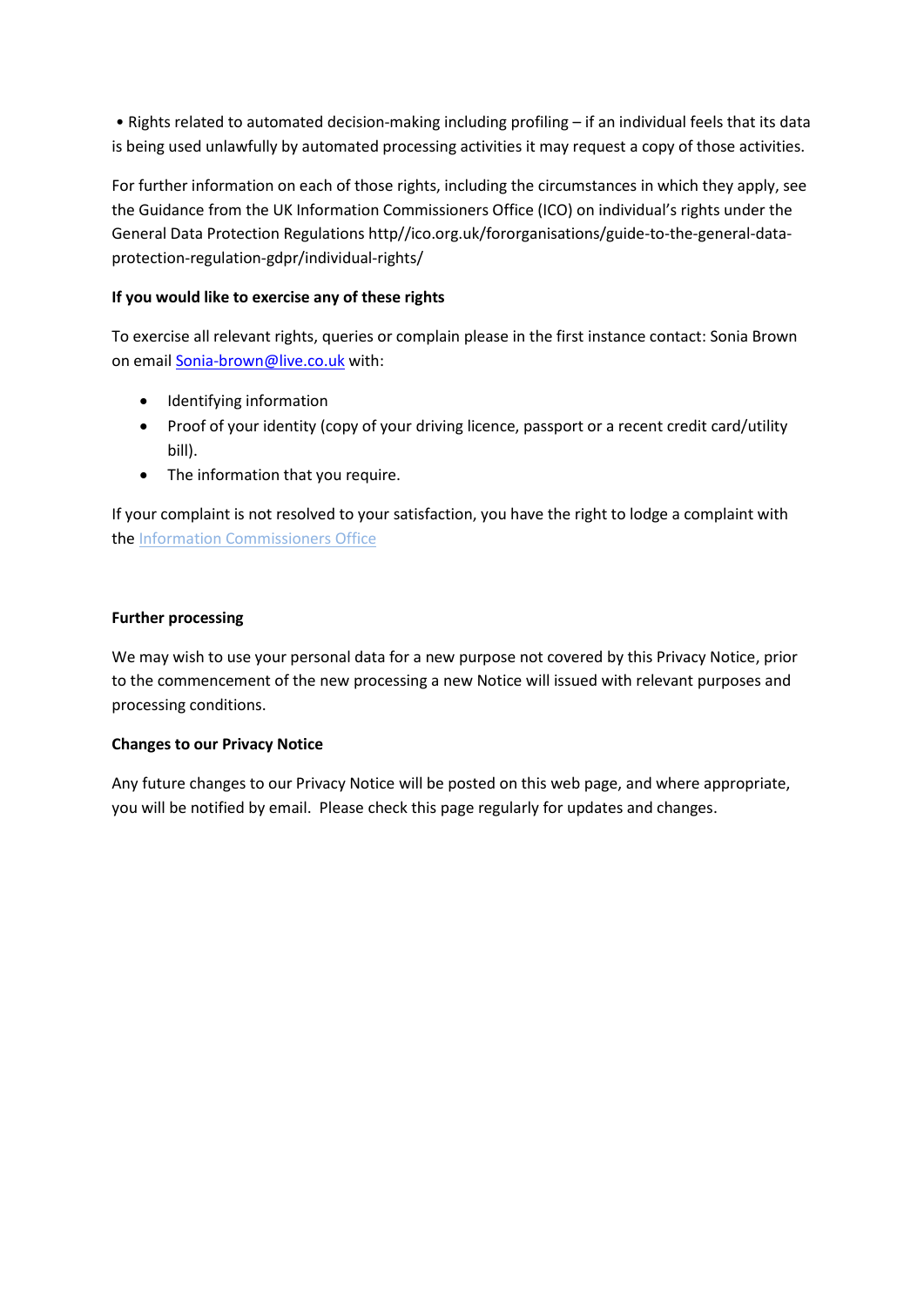• Rights related to automated decision-making including profiling – if an individual feels that its data is being used unlawfully by automated processing activities it may request a copy of those activities.

For further information on each of those rights, including the circumstances in which they apply, see the Guidance from the UK Information Commissioners Office (ICO) on individual's rights under the General Data Protection Regulations http//ico.org.uk/fororganisations/guide-to-the-general-data-protection-regulation-gdpr/individual-rights/

**If you would like to exercise any of these rights**

To exercise all relevant rights, queries or complain please in the first instance contact: Sonia Brown on email Sonia-brown@live.co.uk with:

- Identifying information
- Proof of your identity (copy of your driving licence, passport or a recent credit card/utility bill).
- The information that you require.

If your complaint is not resolved to your satisfaction, you have the right to lodge a complaint with the Information Commissioners Office

**Further processing**

We may wish to use your personal data for a new purpose not covered by this Privacy Notice, prior to the commencement of the new processing a new Notice will issued with relevant purposes and processing conditions.

**Changes to our Privacy Notice**

Any future changes to our Privacy Notice will be posted on this web page, and where appropriate, you will be notified by email. Please check this page regularly for updates and changes.